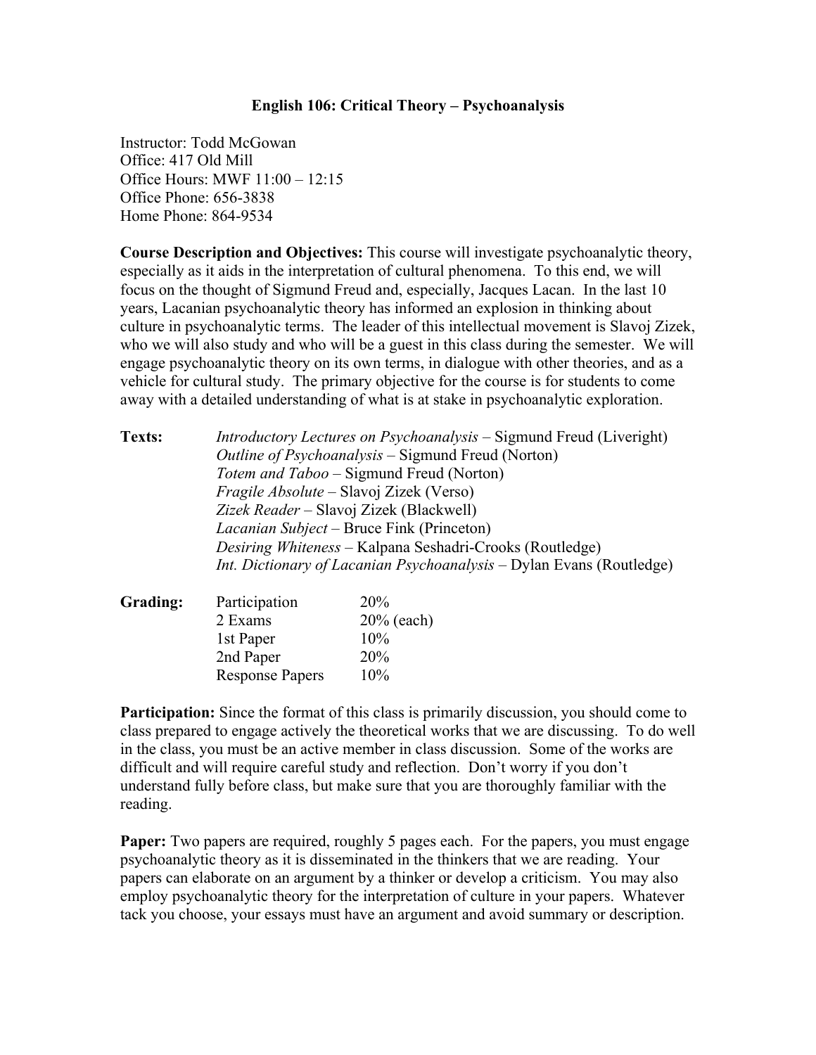# English 106: Critical Theory – Psychoanalysis

Instructor: Todd McGowan
Office: 417 Old Mill
Office Hours: MWF 11:00 – 12:15
Office Phone: 656-3838
Home Phone: 864-9534

**Course Description and Objectives:** This course will investigate psychoanalytic theory, especially as it aids in the interpretation of cultural phenomena. To this end, we will focus on the thought of Sigmund Freud and, especially, Jacques Lacan. In the last 10 years, Lacanian psychoanalytic theory has informed an explosion in thinking about culture in psychoanalytic terms. The leader of this intellectual movement is Slavoj Zizek, who we will also study and who will be a guest in this class during the semester. We will engage psychoanalytic theory on its own terms, in dialogue with other theories, and as a vehicle for cultural study. The primary objective for the course is for students to come away with a detailed understanding of what is at stake in psychoanalytic exploration.

**Texts:**

- *Introductory Lectures on Psychoanalysis* – Sigmund Freud (Liveright)
- *Outline of Psychoanalysis* – Sigmund Freud (Norton)
- *Totem and Taboo* – Sigmund Freud (Norton)
- *Fragile Absolute* – Slavoj Zizek (Verso)
- *Zizek Reader* – Slavoj Zizek (Blackwell)
- *Lacanian Subject* – Bruce Fink (Princeton)
- *Desiring Whiteness* – Kalpana Seshadri-Crooks (Routledge)
- *Int. Dictionary of Lacanian Psychoanalysis* – Dylan Evans (Routledge)

**Grading:**

| | |
|---|---|
| Participation | 20% |
| 2 Exams | 20% (each) |
| 1st Paper | 10% |
| 2nd Paper | 20% |
| Response Papers | 10% |

**Participation:** Since the format of this class is primarily discussion, you should come to class prepared to engage actively the theoretical works that we are discussing. To do well in the class, you must be an active member in class discussion. Some of the works are difficult and will require careful study and reflection. Don't worry if you don't understand fully before class, but make sure that you are thoroughly familiar with the reading.

**Paper:** Two papers are required, roughly 5 pages each. For the papers, you must engage psychoanalytic theory as it is disseminated in the thinkers that we are reading. Your papers can elaborate on an argument by a thinker or develop a criticism. You may also employ psychoanalytic theory for the interpretation of culture in your papers. Whatever tack you choose, your essays must have an argument and avoid summary or description.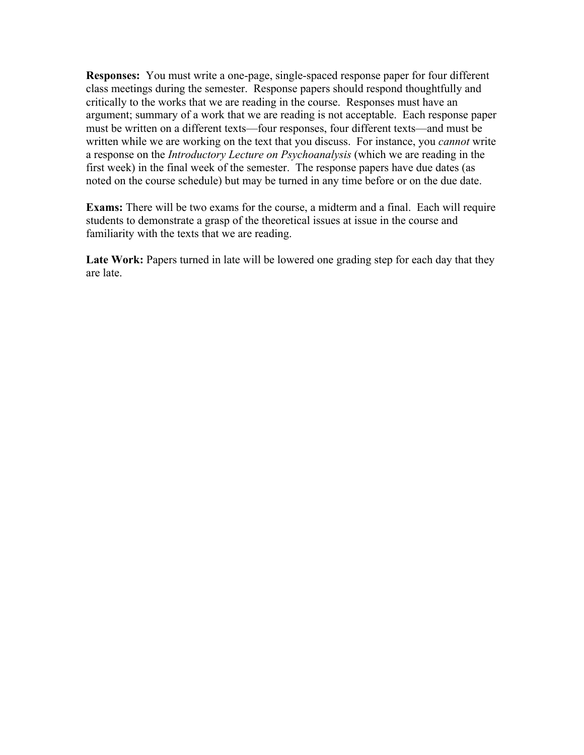**Responses:** You must write a one-page, single-spaced response paper for four different class meetings during the semester. Response papers should respond thoughtfully and critically to the works that we are reading in the course. Responses must have an argument; summary of a work that we are reading is not acceptable. Each response paper must be written on a different texts—four responses, four different texts—and must be written while we are working on the text that you discuss. For instance, you *cannot* write a response on the *Introductory Lecture on Psychoanalysis* (which we are reading in the first week) in the final week of the semester. The response papers have due dates (as noted on the course schedule) but may be turned in any time before or on the due date.

**Exams:** There will be two exams for the course, a midterm and a final. Each will require students to demonstrate a grasp of the theoretical issues at issue in the course and familiarity with the texts that we are reading.

**Late Work:** Papers turned in late will be lowered one grading step for each day that they are late.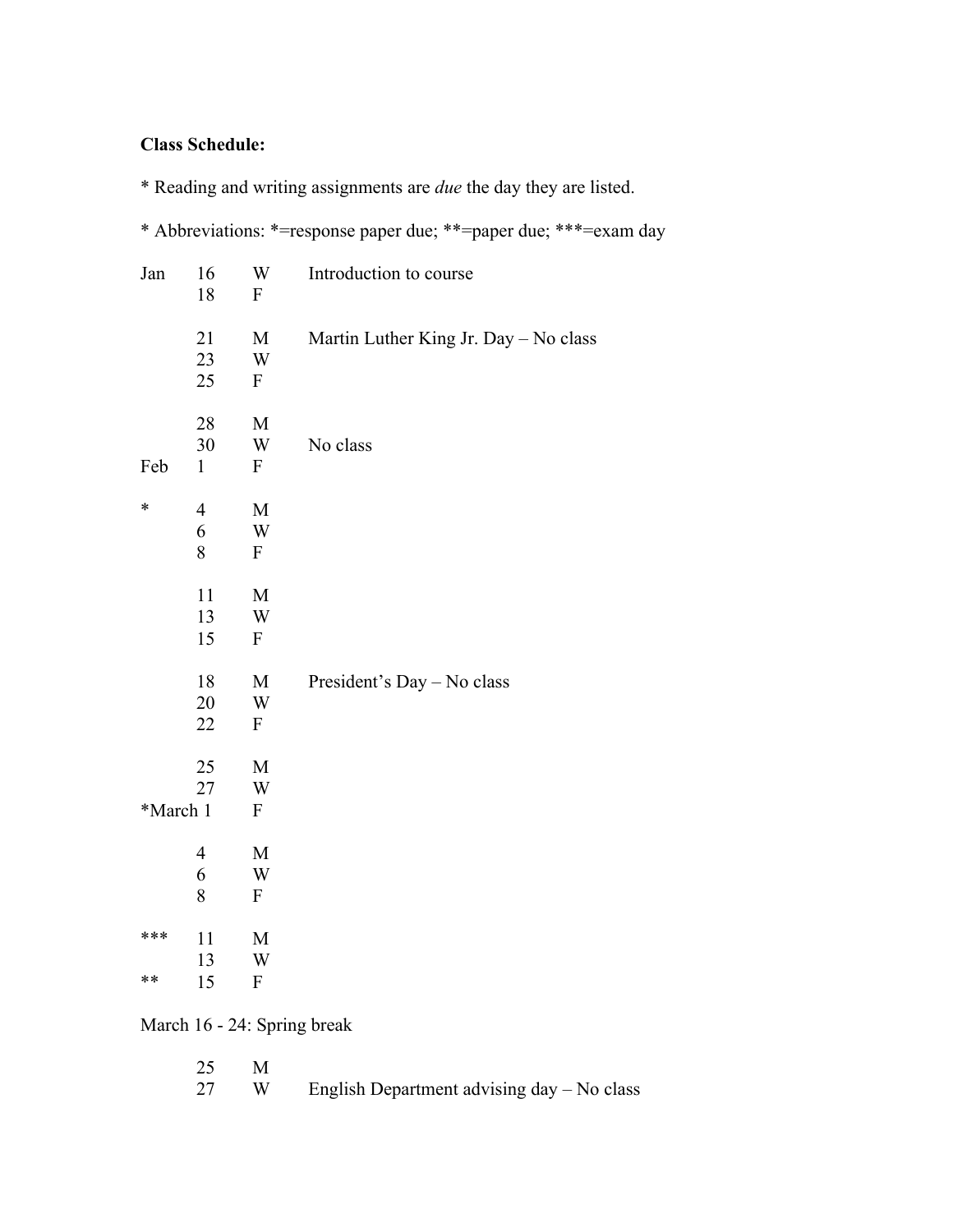**Class Schedule:**

* Reading and writing assignments are *due* the day they are listed.

* Abbreviations: *=response paper due; **=paper due; ***=exam day

| | | | |
|---|---|---|---|
| Jan | 16 | W | Introduction to course |
| | 18 | F | |
| | | | |
| | 21 | M | Martin Luther King Jr. Day – No class |
| | 23 | W | |
| | 25 | F | |
| | | | |
| | 28 | M | |
| | 30 | W | No class |
| Feb | 1 | F | |
| | | | |
| * | 4 | M | |
| | 6 | W | |
| | 8 | F | |
| | | | |
| | 11 | M | |
| | 13 | W | |
| | 15 | F | |
| | | | |
| | 18 | M | President's Day – No class |
| | 20 | W | |
| | 22 | F | |
| | | | |
| | 25 | M | |
| | 27 | W | |
| *March | 1 | F | |
| | | | |
| | 4 | M | |
| | 6 | W | |
| | 8 | F | |
| | | | |
| *** | 11 | M | |
| | 13 | W | |
| ** | 15 | F | |

March 16 - 24: Spring break

| | | | |
|---|---|---|---|
| | 25 | M | |
| | 27 | W | English Department advising day – No class |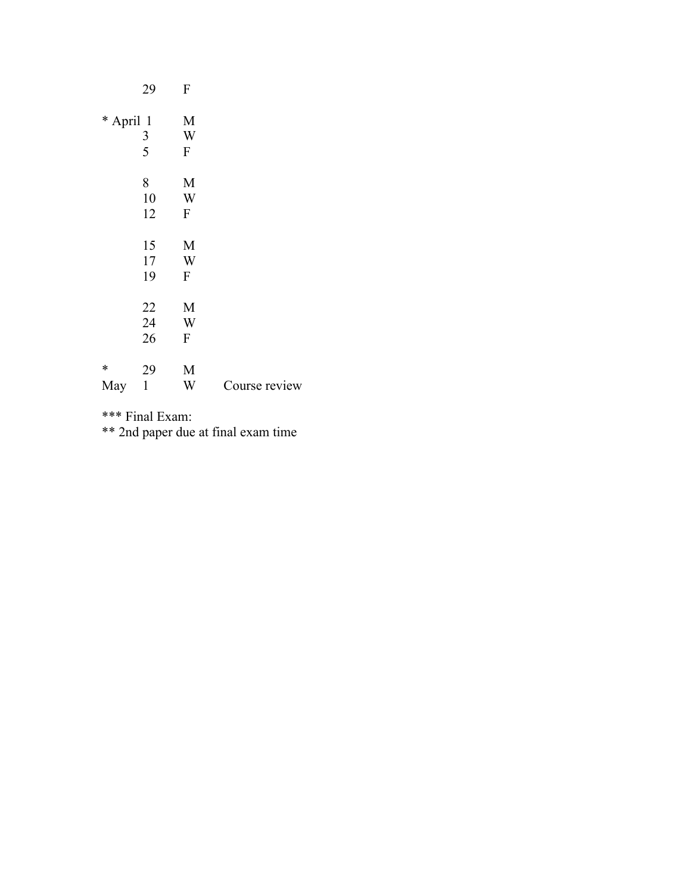| | | | |
|---|---|---|---|
| | 29 | F | |
| * April | 1 | M | |
| | 3 | W | |
| | 5 | F | |
| | 8 | M | |
| | 10 | W | |
| | 12 | F | |
| | 15 | M | |
| | 17 | W | |
| | 19 | F | |
| | 22 | M | |
| | 24 | W | |
| | 26 | F | |
| * | 29 | M | |
| May | 1 | W | Course review |

*** Final Exam:

** 2nd paper due at final exam time